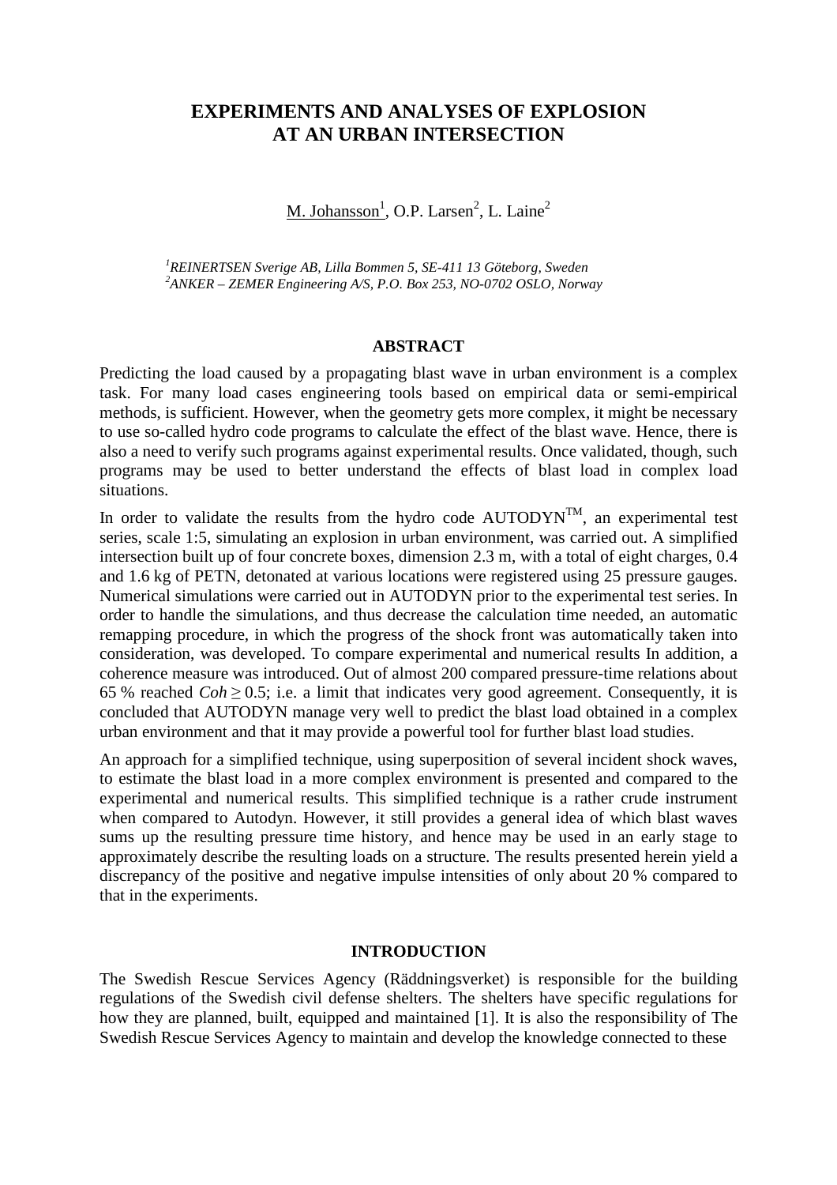# EXPERIMENTS AND ANALYSES OF EXPLOSION AT AN URBAN INTERSECTION

M. Johansson[1], O.P. Larsen[2], L. Laine[2]

*[1]REINERTSEN Sverige AB, Lilla Bommen 5, SE-411 13 Göteborg, Sweden*
*[2]ANKER – ZEMER Engineering A/S, P.O. Box 253, NO-0702 OSLO, Norway*

## ABSTRACT

Predicting the load caused by a propagating blast wave in urban environment is a complex task. For many load cases engineering tools based on empirical data or semi-empirical methods, is sufficient. However, when the geometry gets more complex, it might be necessary to use so-called hydro code programs to calculate the effect of the blast wave. Hence, there is also a need to verify such programs against experimental results. Once validated, though, such programs may be used to better understand the effects of blast load in complex load situations.

In order to validate the results from the hydro code AUTODYN™, an experimental test series, scale 1:5, simulating an explosion in urban environment, was carried out. A simplified intersection built up of four concrete boxes, dimension 2.3 m, with a total of eight charges, 0.4 and 1.6 kg of PETN, detonated at various locations were registered using 25 pressure gauges. Numerical simulations were carried out in AUTODYN prior to the experimental test series. In order to handle the simulations, and thus decrease the calculation time needed, an automatic remapping procedure, in which the progress of the shock front was automatically taken into consideration, was developed. To compare experimental and numerical results In addition, a coherence measure was introduced. Out of almost 200 compared pressure-time relations about 65 % reached $Coh \geq 0.5$; i.e. a limit that indicates very good agreement. Consequently, it is concluded that AUTODYN manage very well to predict the blast load obtained in a complex urban environment and that it may provide a powerful tool for further blast load studies.

An approach for a simplified technique, using superposition of several incident shock waves, to estimate the blast load in a more complex environment is presented and compared to the experimental and numerical results. This simplified technique is a rather crude instrument when compared to Autodyn. However, it still provides a general idea of which blast waves sums up the resulting pressure time history, and hence may be used in an early stage to approximately describe the resulting loads on a structure. The results presented herein yield a discrepancy of the positive and negative impulse intensities of only about 20 % compared to that in the experiments.

## INTRODUCTION

The Swedish Rescue Services Agency (Räddningsverket) is responsible for the building regulations of the Swedish civil defense shelters. The shelters have specific regulations for how they are planned, built, equipped and maintained [1]. It is also the responsibility of The Swedish Rescue Services Agency to maintain and develop the knowledge connected to these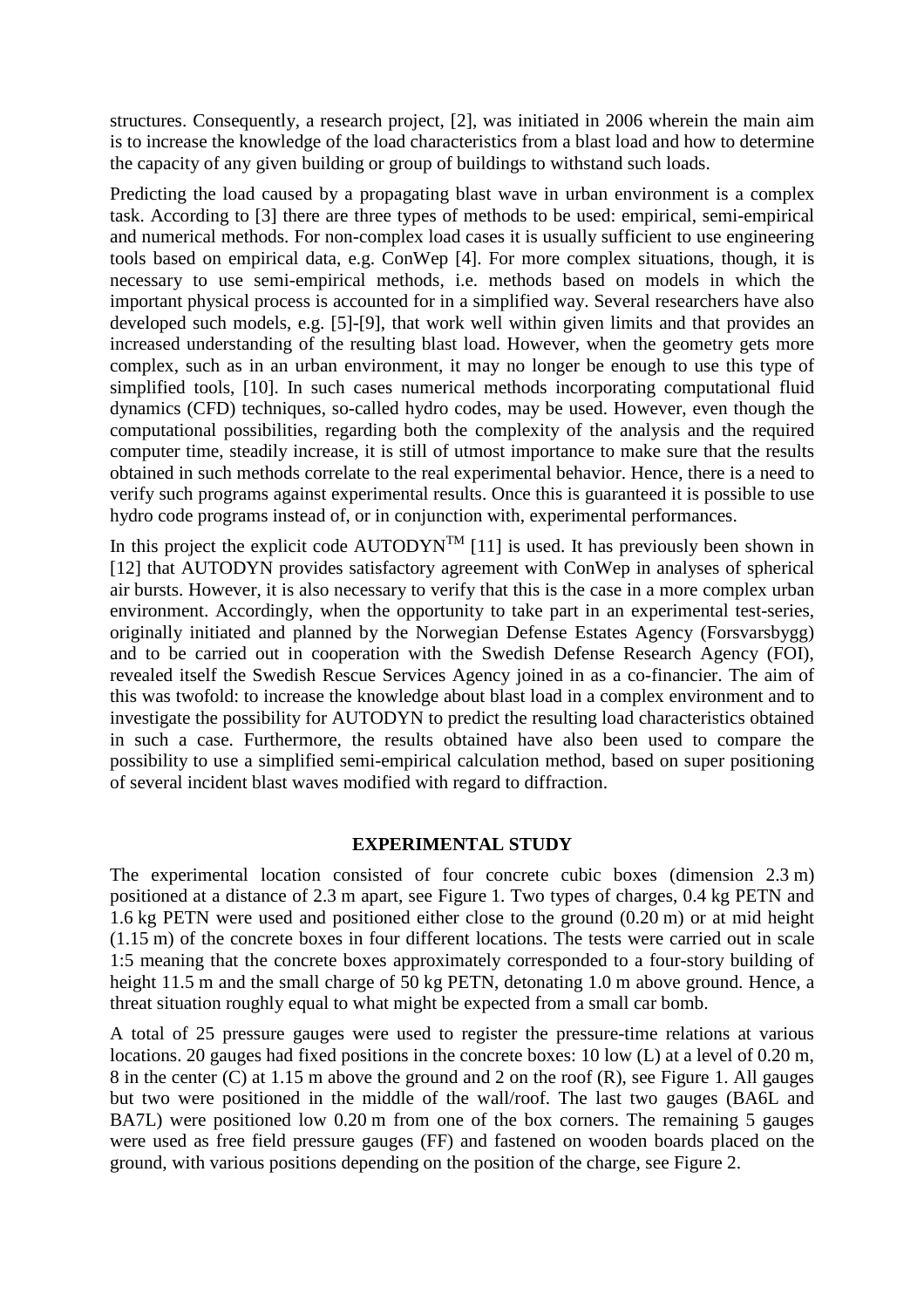structures. Consequently, a research project, [2], was initiated in 2006 wherein the main aim is to increase the knowledge of the load characteristics from a blast load and how to determine the capacity of any given building or group of buildings to withstand such loads.

Predicting the load caused by a propagating blast wave in urban environment is a complex task. According to [3] there are three types of methods to be used: empirical, semi-empirical and numerical methods. For non-complex load cases it is usually sufficient to use engineering tools based on empirical data, e.g. ConWep [4]. For more complex situations, though, it is necessary to use semi-empirical methods, i.e. methods based on models in which the important physical process is accounted for in a simplified way. Several researchers have also developed such models, e.g. [5]-[9], that work well within given limits and that provides an increased understanding of the resulting blast load. However, when the geometry gets more complex, such as in an urban environment, it may no longer be enough to use this type of simplified tools, [10]. In such cases numerical methods incorporating computational fluid dynamics (CFD) techniques, so-called hydro codes, may be used. However, even though the computational possibilities, regarding both the complexity of the analysis and the required computer time, steadily increase, it is still of utmost importance to make sure that the results obtained in such methods correlate to the real experimental behavior. Hence, there is a need to verify such programs against experimental results. Once this is guaranteed it is possible to use hydro code programs instead of, or in conjunction with, experimental performances.

In this project the explicit code AUTODYN$^{TM}$ [11] is used. It has previously been shown in [12] that AUTODYN provides satisfactory agreement with ConWep in analyses of spherical air bursts. However, it is also necessary to verify that this is the case in a more complex urban environment. Accordingly, when the opportunity to take part in an experimental test-series, originally initiated and planned by the Norwegian Defense Estates Agency (Forsvarsbygg) and to be carried out in cooperation with the Swedish Defense Research Agency (FOI), revealed itself the Swedish Rescue Services Agency joined in as a co-financier. The aim of this was twofold: to increase the knowledge about blast load in a complex environment and to investigate the possibility for AUTODYN to predict the resulting load characteristics obtained in such a case. Furthermore, the results obtained have also been used to compare the possibility to use a simplified semi-empirical calculation method, based on super positioning of several incident blast waves modified with regard to diffraction.

## EXPERIMENTAL STUDY

The experimental location consisted of four concrete cubic boxes (dimension 2.3 m) positioned at a distance of 2.3 m apart, see Figure 1. Two types of charges, 0.4 kg PETN and 1.6 kg PETN were used and positioned either close to the ground (0.20 m) or at mid height (1.15 m) of the concrete boxes in four different locations. The tests were carried out in scale 1:5 meaning that the concrete boxes approximately corresponded to a four-story building of height 11.5 m and the small charge of 50 kg PETN, detonating 1.0 m above ground. Hence, a threat situation roughly equal to what might be expected from a small car bomb.

A total of 25 pressure gauges were used to register the pressure-time relations at various locations. 20 gauges had fixed positions in the concrete boxes: 10 low (L) at a level of 0.20 m, 8 in the center (C) at 1.15 m above the ground and 2 on the roof (R), see Figure 1. All gauges but two were positioned in the middle of the wall/roof. The last two gauges (BA6L and BA7L) were positioned low 0.20 m from one of the box corners. The remaining 5 gauges were used as free field pressure gauges (FF) and fastened on wooden boards placed on the ground, with various positions depending on the position of the charge, see Figure 2.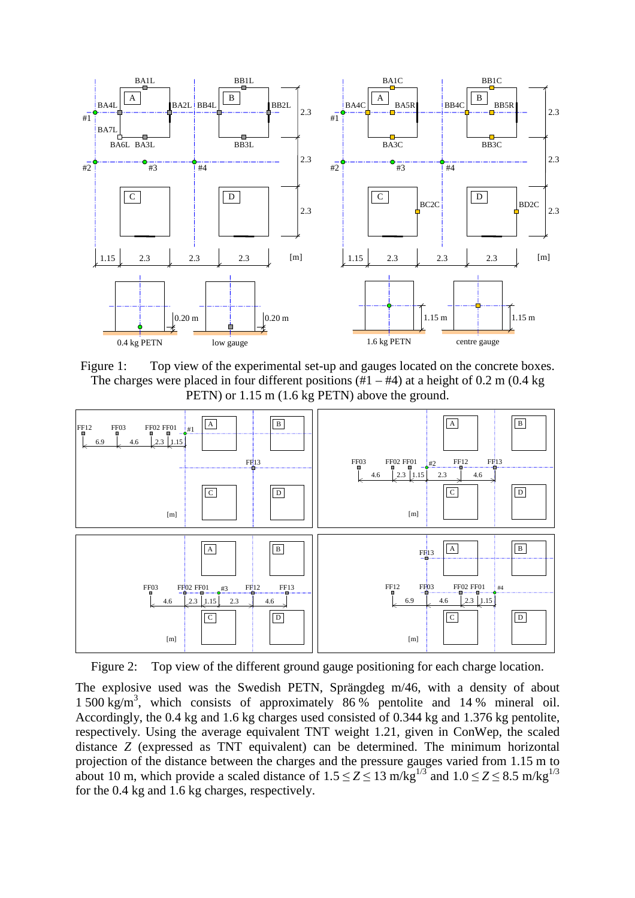Figure 1: Top view of the experimental set-up and gauges located on the concrete boxes. The charges were placed in four different positions (#1 – #4) at a height of 0.2 m (0.4 kg PETN) or 1.15 m (1.6 kg PETN) above the ground.

Figure 2: Top view of the different ground gauge positioning for each charge location.

The explosive used was the Swedish PETN, Sprängdeg m/46, with a density of about 1 500 kg/m$^3$, which consists of approximately 86 % pentolite and 14 % mineral oil. Accordingly, the 0.4 kg and 1.6 kg charges used consisted of 0.344 kg and 1.376 kg pentolite, respectively. Using the average equivalent TNT weight 1.21, given in ConWep, the scaled distance $Z$ (expressed as TNT equivalent) can be determined. The minimum horizontal projection of the distance between the charges and the pressure gauges varied from 1.15 m to about 10 m, which provide a scaled distance of $1.5 \leq Z \leq 13$ m/kg$^{1/3}$ and $1.0 \leq Z \leq 8.5$ m/kg$^{1/3}$ for the 0.4 kg and 1.6 kg charges, respectively.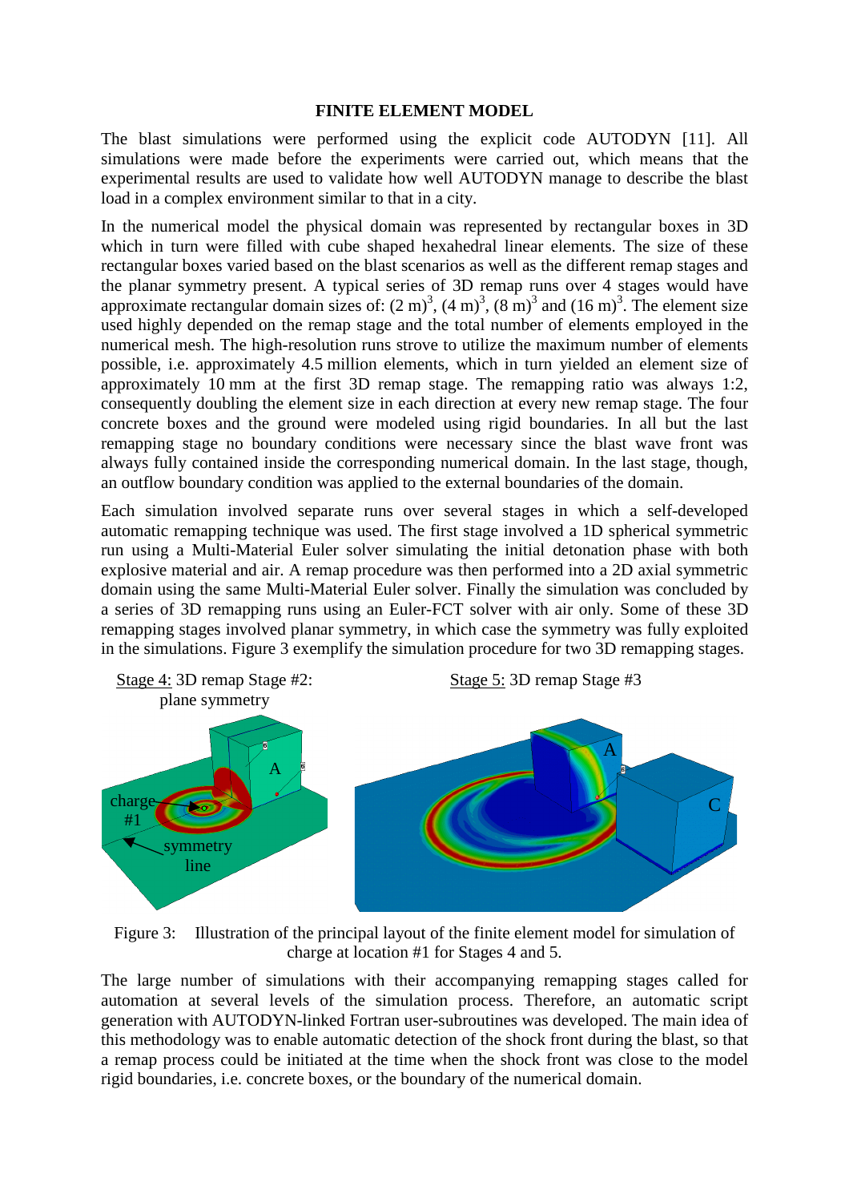## FINITE ELEMENT MODEL

The blast simulations were performed using the explicit code AUTODYN [11]. All simulations were made before the experiments were carried out, which means that the experimental results are used to validate how well AUTODYN manage to describe the blast load in a complex environment similar to that in a city.

In the numerical model the physical domain was represented by rectangular boxes in 3D which in turn were filled with cube shaped hexahedral linear elements. The size of these rectangular boxes varied based on the blast scenarios as well as the different remap stages and the planar symmetry present. A typical series of 3D remap runs over 4 stages would have approximate rectangular domain sizes of: $(2\text{ m})^3$, $(4\text{ m})^3$, $(8\text{ m})^3$ and $(16\text{ m})^3$. The element size used highly depended on the remap stage and the total number of elements employed in the numerical mesh. The high-resolution runs strove to utilize the maximum number of elements possible, i.e. approximately 4.5 million elements, which in turn yielded an element size of approximately 10 mm at the first 3D remap stage. The remapping ratio was always 1:2, consequently doubling the element size in each direction at every new remap stage. The four concrete boxes and the ground were modeled using rigid boundaries. In all but the last remapping stage no boundary conditions were necessary since the blast wave front was always fully contained inside the corresponding numerical domain. In the last stage, though, an outflow boundary condition was applied to the external boundaries of the domain.

Each simulation involved separate runs over several stages in which a self-developed automatic remapping technique was used. The first stage involved a 1D spherical symmetric run using a Multi-Material Euler solver simulating the initial detonation phase with both explosive material and air. A remap procedure was then performed into a 2D axial symmetric domain using the same Multi-Material Euler solver. Finally the simulation was concluded by a series of 3D remapping runs using an Euler-FCT solver with air only. Some of these 3D remapping stages involved planar symmetry, in which case the symmetry was fully exploited in the simulations. Figure 3 exemplify the simulation procedure for two 3D remapping stages.

Figure 3: Illustration of the principal layout of the finite element model for simulation of charge at location #1 for Stages 4 and 5.

The large number of simulations with their accompanying remapping stages called for automation at several levels of the simulation process. Therefore, an automatic script generation with AUTODYN-linked Fortran user-subroutines was developed. The main idea of this methodology was to enable automatic detection of the shock front during the blast, so that a remap process could be initiated at the time when the shock front was close to the model rigid boundaries, i.e. concrete boxes, or the boundary of the numerical domain.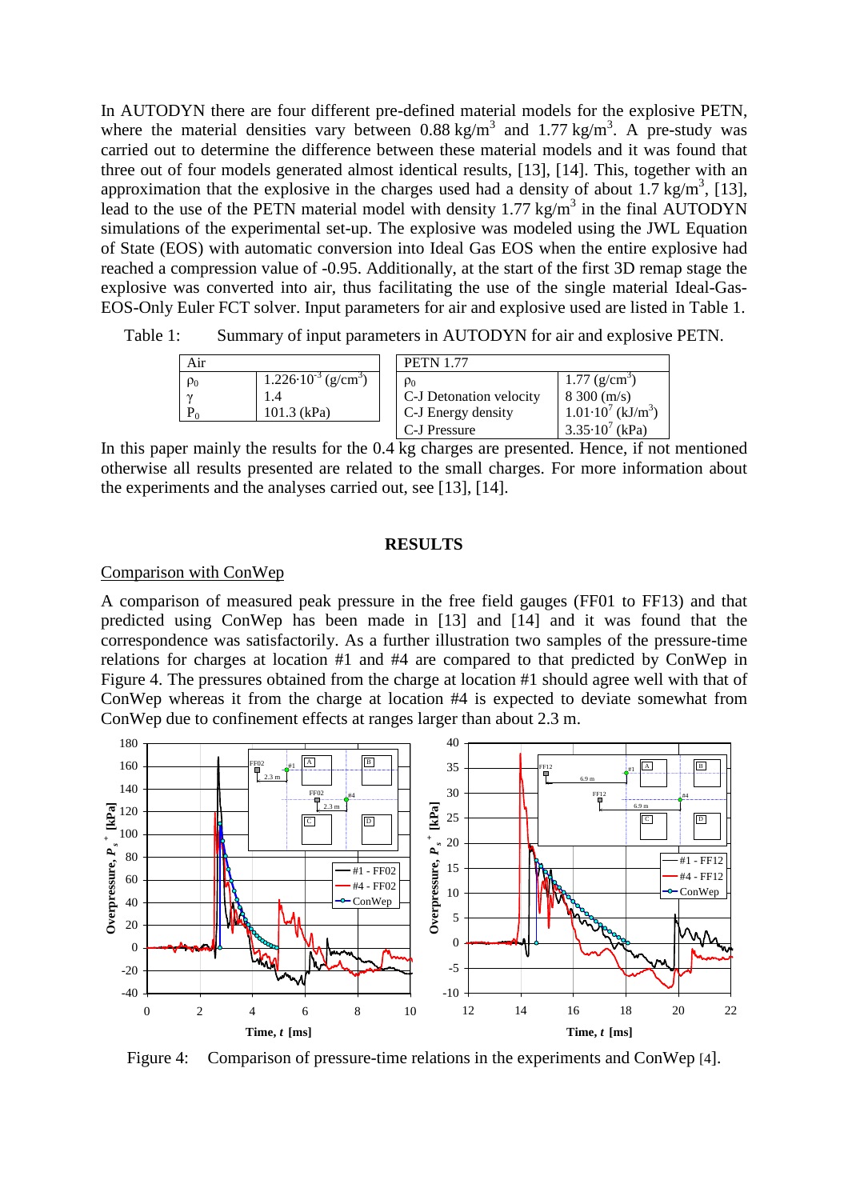In AUTODYN there are four different pre-defined material models for the explosive PETN, where the material densities vary between 0.88 kg/m$^3$ and 1.77 kg/m$^3$. A pre-study was carried out to determine the difference between these material models and it was found that three out of four models generated almost identical results, [13], [14]. This, together with an approximation that the explosive in the charges used had a density of about 1.7 kg/m$^3$, [13], lead to the use of the PETN material model with density 1.77 kg/m$^3$ in the final AUTODYN simulations of the experimental set-up. The explosive was modeled using the JWL Equation of State (EOS) with automatic conversion into Ideal Gas EOS when the entire explosive had reached a compression value of -0.95. Additionally, at the start of the first 3D remap stage the explosive was converted into air, thus facilitating the use of the single material Ideal-Gas-EOS-Only Euler FCT solver. Input parameters for air and explosive used are listed in Table 1.

Table 1: Summary of input parameters in AUTODYN for air and explosive PETN.

| Air | |
|---|---|
| $\rho_0$ | $1.226 \cdot 10^{-3}$ (g/cm$^3$) |
| $\gamma$ | 1.4 |
| $P_0$ | 101.3 (kPa) |

| PETN 1.77 | |
|---|---|
| $\rho_0$ | 1.77 (g/cm$^3$) |
| C-J Detonation velocity | 8 300 (m/s) |
| C-J Energy density | $1.01 \cdot 10^7$ (kJ/m$^3$) |
| C-J Pressure | $3.35 \cdot 10^7$ (kPa) |

In this paper mainly the results for the 0.4 kg charges are presented. Hence, if not mentioned otherwise all results presented are related to the small charges. For more information about the experiments and the analyses carried out, see [13], [14].

## RESULTS

### Comparison with ConWep

A comparison of measured peak pressure in the free field gauges (FF01 to FF13) and that predicted using ConWep has been made in [13] and [14] and it was found that the correspondence was satisfactorily. As a further illustration two samples of the pressure-time relations for charges at location #1 and #4 are compared to that predicted by ConWep in Figure 4. The pressures obtained from the charge at location #1 should agree well with that of ConWep whereas it from the charge at location #4 is expected to deviate somewhat from ConWep due to confinement effects at ranges larger than about 2.3 m.

Figure 4: Comparison of pressure-time relations in the experiments and ConWep [4].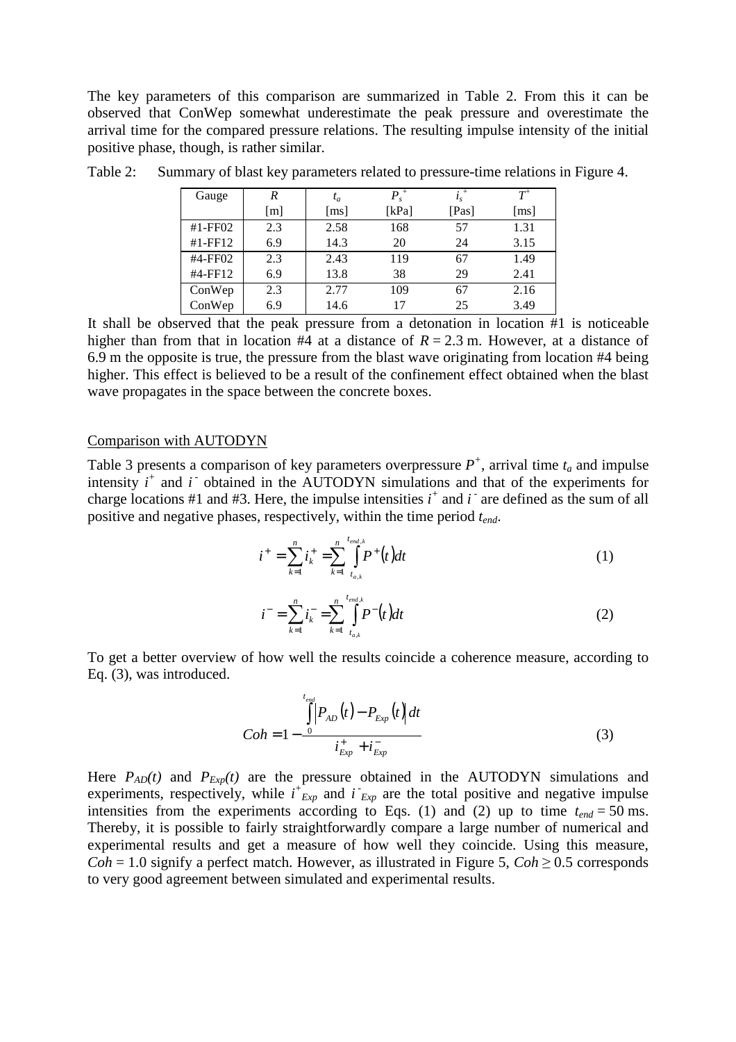The key parameters of this comparison are summarized in Table 2. From this it can be observed that ConWep somewhat underestimate the peak pressure and overestimate the arrival time for the compared pressure relations. The resulting impulse intensity of the initial positive phase, though, is rather similar.

Table 2: Summary of blast key parameters related to pressure-time relations in Figure 4.

| Gauge | $R$ [m] | $t_a$ [ms] | $P_s^+$ [kPa] | $i_s^+$ [Pas] | $T^+$ [ms] |
|---|---|---|---|---|---|
| #1-FF02 | 2.3 | 2.58 | 168 | 57 | 1.31 |
| #1-FF12 | 6.9 | 14.3 | 20 | 24 | 3.15 |
| #4-FF02 | 2.3 | 2.43 | 119 | 67 | 1.49 |
| #4-FF12 | 6.9 | 13.8 | 38 | 29 | 2.41 |
| ConWep | 2.3 | 2.77 | 109 | 67 | 2.16 |
| ConWep | 6.9 | 14.6 | 17 | 25 | 3.49 |

It shall be observed that the peak pressure from a detonation in location #1 is noticeable higher than from that in location #4 at a distance of $R = 2.3$ m. However, at a distance of 6.9 m the opposite is true, the pressure from the blast wave originating from location #4 being higher. This effect is believed to be a result of the confinement effect obtained when the blast wave propagates in the space between the concrete boxes.

Comparison with AUTODYN

Table 3 presents a comparison of key parameters overpressure $P^+$, arrival time $t_a$ and impulse intensity $i^+$ and $i^-$ obtained in the AUTODYN simulations and that of the experiments for charge locations #1 and #3. Here, the impulse intensities $i^+$ and $i^-$ are defined as the sum of all positive and negative phases, respectively, within the time period $t_{end}$.

$$i^+ = \sum_{k=1}^{n} i_k^+ = \sum_{k=1}^{n} \int_{t_{a,k}}^{t_{end,k}} P^+(t)dt \tag{1}$$

$$i^- = \sum_{k=1}^{n} i_k^- = \sum_{k=1}^{n} \int_{t_{a,k}}^{t_{end,k}} P^-(t)dt \tag{2}$$

To get a better overview of how well the results coincide a coherence measure, according to Eq. (3), was introduced.

$$Coh = 1 - \frac{\int_0^{t_{end}} \left| P_{AD}(t) - P_{Exp}(t) \right| dt}{i_{Exp}^+ + i_{Exp}^-} \tag{3}$$

Here $P_{AD}(t)$ and $P_{Exp}(t)$ are the pressure obtained in the AUTODYN simulations and experiments, respectively, while $i^+_{Exp}$ and $i^-_{Exp}$ are the total positive and negative impulse intensities from the experiments according to Eqs. (1) and (2) up to time $t_{end} = 50$ ms. Thereby, it is possible to fairly straightforwardly compare a large number of numerical and experimental results and get a measure of how well they coincide. Using this measure, $Coh = 1.0$ signify a perfect match. However, as illustrated in Figure 5, $Coh \geq 0.5$ corresponds to very good agreement between simulated and experimental results.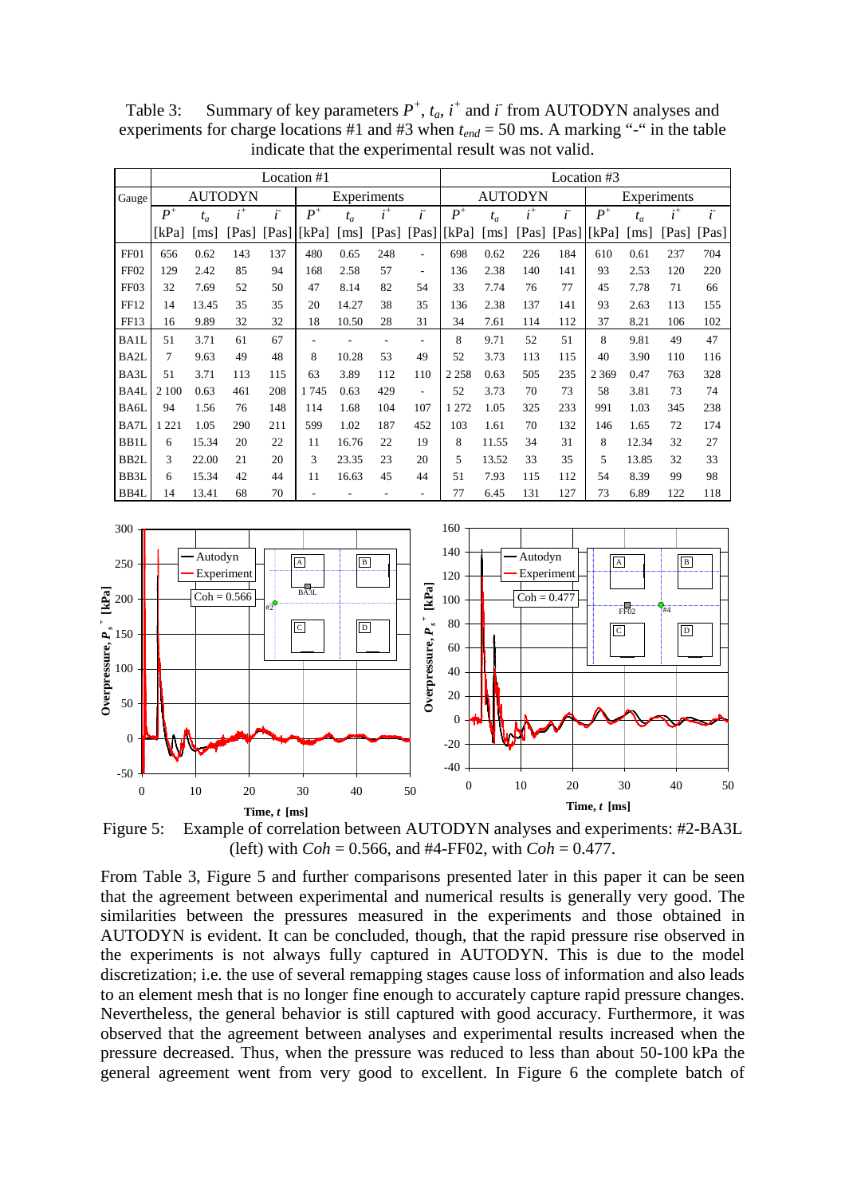Table 3: Summary of key parameters $P^+$, $t_a$, $i^+$ and $i^-$ from AUTODYN analyses and experiments for charge locations #1 and #3 when $t_{end}$ = 50 ms. A marking "-" in the table indicate that the experimental result was not valid.

| Gauge | Location #1 | | | | | | | | Location #3 | | | | | | | |
|---|---|---|---|---|---|---|---|---|---|---|---|---|---|---|---|---|
| | AUTODYN | | | | Experiments | | | | AUTODYN | | | | Experiments | | | |
| | $P^+$ [kPa] | $t_a$ [ms] | $i^+$ [Pas] | $i^-$ [Pas] | $P^+$ [kPa] | $t_a$ [ms] | $i^+$ [Pas] | $i^-$ [Pas] | $P^+$ [kPa] | $t_a$ [ms] | $i^+$ [Pas] | $i^-$ [Pas] | $P^+$ [kPa] | $t_a$ [ms] | $i^+$ [Pas] | $i^-$ [Pas] |
| FF01 | 656 | 0.62 | 143 | 137 | 480 | 0.65 | 248 | - | 698 | 0.62 | 226 | 184 | 610 | 0.61 | 237 | 704 |
| FF02 | 129 | 2.42 | 85 | 94 | 168 | 2.58 | 57 | - | 136 | 2.38 | 140 | 141 | 93 | 2.53 | 120 | 220 |
| FF03 | 32 | 7.69 | 52 | 50 | 47 | 8.14 | 82 | 54 | 33 | 7.74 | 76 | 77 | 45 | 7.78 | 71 | 66 |
| FF12 | 14 | 13.45 | 35 | 35 | 20 | 14.27 | 38 | 35 | 136 | 2.38 | 137 | 141 | 93 | 2.63 | 113 | 155 |
| FF13 | 16 | 9.89 | 32 | 32 | 18 | 10.50 | 28 | 31 | 34 | 7.61 | 114 | 112 | 37 | 8.21 | 106 | 102 |
| BA1L | 51 | 3.71 | 61 | 67 | - | - | - | - | 8 | 9.71 | 52 | 51 | 8 | 9.81 | 49 | 47 |
| BA2L | 7 | 9.63 | 49 | 48 | 8 | 10.28 | 53 | 49 | 52 | 3.73 | 113 | 115 | 40 | 3.90 | 110 | 116 |
| BA3L | 51 | 3.71 | 113 | 115 | 63 | 3.89 | 112 | 110 | 2 258 | 0.63 | 505 | 235 | 2 369 | 0.47 | 763 | 328 |
| BA4L | 2 100 | 0.63 | 461 | 208 | 1 745 | 0.63 | 429 | - | 52 | 3.73 | 70 | 73 | 58 | 3.81 | 73 | 74 |
| BA6L | 94 | 1.56 | 76 | 148 | 114 | 1.68 | 104 | 107 | 1 272 | 1.05 | 325 | 233 | 991 | 1.03 | 345 | 238 |
| BA7L | 1 221 | 1.05 | 290 | 211 | 599 | 1.02 | 187 | 452 | 103 | 1.61 | 70 | 132 | 146 | 1.65 | 72 | 174 |
| BB1L | 6 | 15.34 | 20 | 22 | 11 | 16.76 | 22 | 19 | 8 | 11.55 | 34 | 31 | 8 | 12.34 | 32 | 27 |
| BB2L | 3 | 22.00 | 21 | 20 | 3 | 23.35 | 23 | 20 | 5 | 13.52 | 33 | 35 | 5 | 13.85 | 32 | 33 |
| BB3L | 6 | 15.34 | 42 | 44 | 11 | 16.63 | 45 | 44 | 51 | 7.93 | 115 | 112 | 54 | 8.39 | 99 | 98 |
| BB4L | 14 | 13.41 | 68 | 70 | - | - | - | - | 77 | 6.45 | 131 | 127 | 73 | 6.89 | 122 | 118 |

Figure 5: Example of correlation between AUTODYN analyses and experiments: #2-BA3L (left) with $Coh$ = 0.566, and #4-FF02, with $Coh$ = 0.477.

From Table 3, Figure 5 and further comparisons presented later in this paper it can be seen that the agreement between experimental and numerical results is generally very good. The similarities between the pressures measured in the experiments and those obtained in AUTODYN is evident. It can be concluded, though, that the rapid pressure rise observed in the experiments is not always fully captured in AUTODYN. This is due to the model discretization; i.e. the use of several remapping stages cause loss of information and also leads to an element mesh that is no longer fine enough to accurately capture rapid pressure changes. Nevertheless, the general behavior is still captured with good accuracy. Furthermore, it was observed that the agreement between analyses and experimental results increased when the pressure decreased. Thus, when the pressure was reduced to less than about 50-100 kPa the general agreement went from very good to excellent. In Figure 6 the complete batch of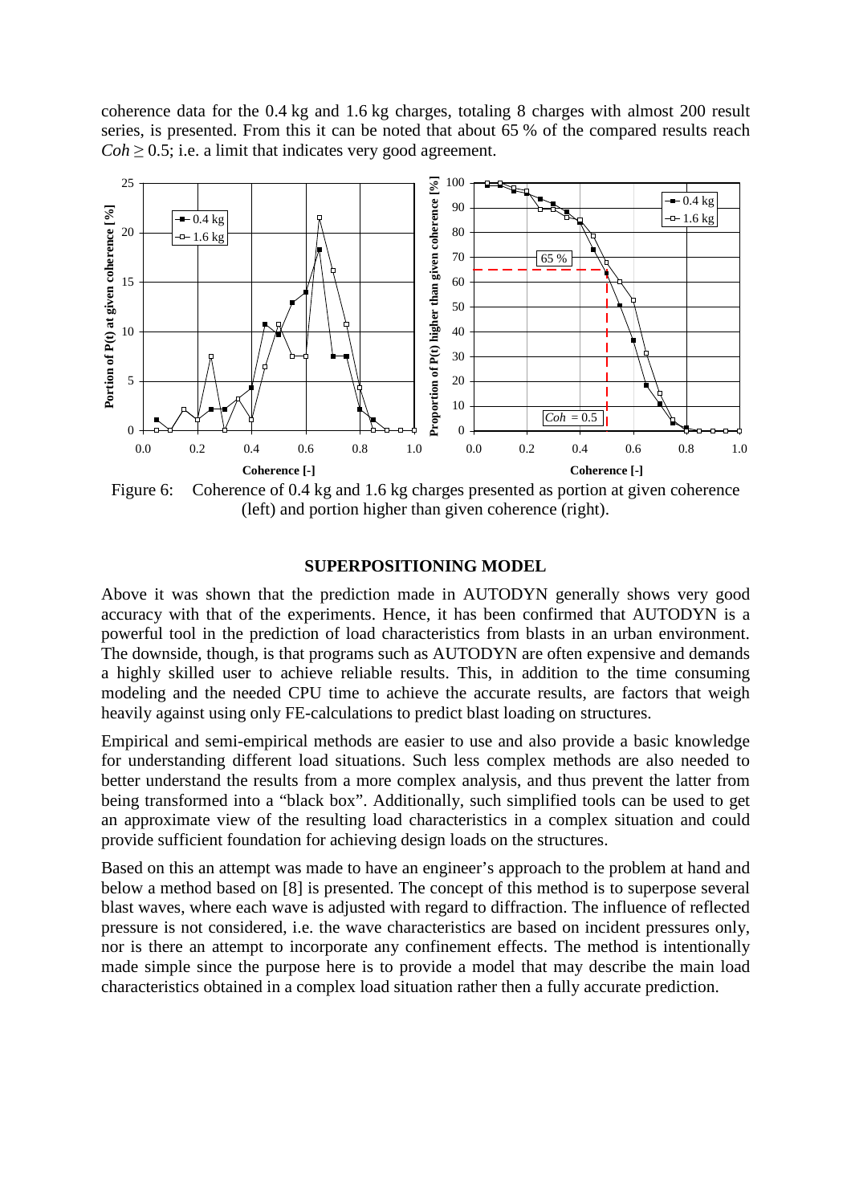coherence data for the 0.4 kg and 1.6 kg charges, totaling 8 charges with almost 200 result series, is presented. From this it can be noted that about 65 % of the compared results reach $Coh \geq 0.5$; i.e. a limit that indicates very good agreement.

Figure 6: Coherence of 0.4 kg and 1.6 kg charges presented as portion at given coherence (left) and portion higher than given coherence (right).

## SUPERPOSITIONING MODEL

Above it was shown that the prediction made in AUTODYN generally shows very good accuracy with that of the experiments. Hence, it has been confirmed that AUTODYN is a powerful tool in the prediction of load characteristics from blasts in an urban environment. The downside, though, is that programs such as AUTODYN are often expensive and demands a highly skilled user to achieve reliable results. This, in addition to the time consuming modeling and the needed CPU time to achieve the accurate results, are factors that weigh heavily against using only FE-calculations to predict blast loading on structures.

Empirical and semi-empirical methods are easier to use and also provide a basic knowledge for understanding different load situations. Such less complex methods are also needed to better understand the results from a more complex analysis, and thus prevent the latter from being transformed into a "black box". Additionally, such simplified tools can be used to get an approximate view of the resulting load characteristics in a complex situation and could provide sufficient foundation for achieving design loads on the structures.

Based on this an attempt was made to have an engineer's approach to the problem at hand and below a method based on [8] is presented. The concept of this method is to superpose several blast waves, where each wave is adjusted with regard to diffraction. The influence of reflected pressure is not considered, i.e. the wave characteristics are based on incident pressures only, nor is there an attempt to incorporate any confinement effects. The method is intentionally made simple since the purpose here is to provide a model that may describe the main load characteristics obtained in a complex load situation rather then a fully accurate prediction.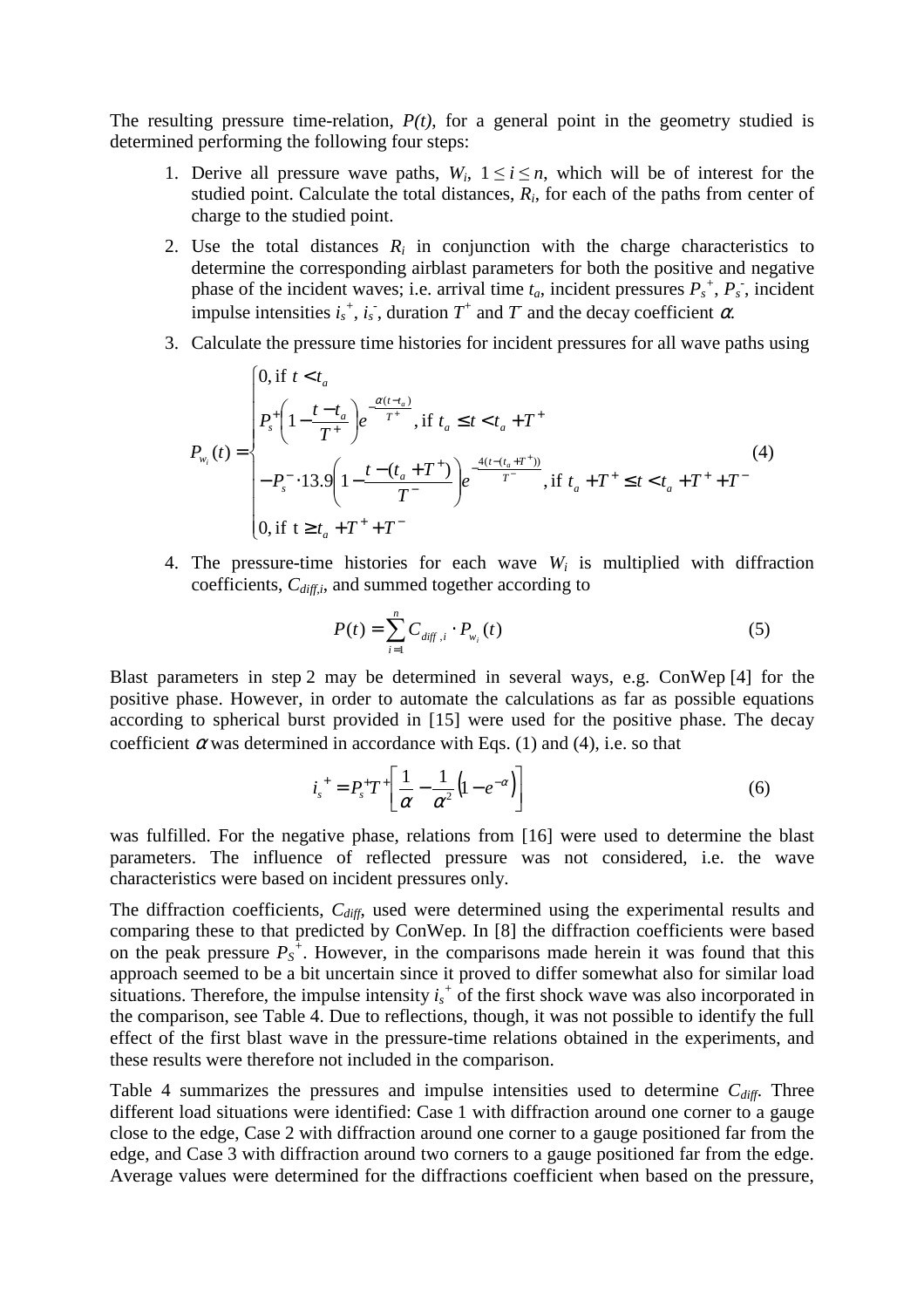The resulting pressure time-relation, $P(t)$, for a general point in the geometry studied is determined performing the following four steps:

1. Derive all pressure wave paths, $W_i$, $1 \leq i \leq n$, which will be of interest for the studied point. Calculate the total distances, $R_i$, for each of the paths from center of charge to the studied point.
2. Use the total distances $R_i$ in conjunction with the charge characteristics to determine the corresponding airblast parameters for both the positive and negative phase of the incident waves; i.e. arrival time $t_a$, incident pressures $P_s^+$, $P_s^-$, incident impulse intensities $i_s^+$, $i_s^-$, duration $T^+$ and $T^-$ and the decay coefficient $\alpha$.
3. Calculate the pressure time histories for incident pressures for all wave paths using

$$P_{w_i}(t) = \begin{cases} 0, \text{if } t < t_a \\ P_s^+ \left(1 - \dfrac{t - t_a}{T^+}\right) e^{-\frac{\alpha(t - t_a)}{T^+}}, \text{if } t_a \leq t < t_a + T^+ \\ -P_s^- \cdot 13.9 \left(1 - \dfrac{t - (t_a + T^+)}{T^-}\right) e^{-\frac{4(t - (t_a + T^+))}{T^-}}, \text{if } t_a + T^+ \leq t < t_a + T^+ + T^- \\ 0, \text{if } t \geq t_a + T^+ + T^- \end{cases} \tag{4}$$

4. The pressure-time histories for each wave $W_i$ is multiplied with diffraction coefficients, $C_{diff,i}$, and summed together according to

$$P(t) = \sum_{i=1}^{n} C_{diff,i} \cdot P_{w_i}(t) \tag{5}$$

Blast parameters in step 2 may be determined in several ways, e.g. ConWep [4] for the positive phase. However, in order to automate the calculations as far as possible equations according to spherical burst provided in [15] were used for the positive phase. The decay coefficient $\alpha$ was determined in accordance with Eqs. (1) and (4), i.e. so that

$$i_s^+ = P_s^+ T^+ \left[\frac{1}{\alpha} - \frac{1}{\alpha^2}\left(1 - e^{-\alpha}\right)\right] \tag{6}$$

was fulfilled. For the negative phase, relations from [16] were used to determine the blast parameters. The influence of reflected pressure was not considered, i.e. the wave characteristics were based on incident pressures only.

The diffraction coefficients, $C_{diff}$, used were determined using the experimental results and comparing these to that predicted by ConWep. In [8] the diffraction coefficients were based on the peak pressure $P_S^+$. However, in the comparisons made herein it was found that this approach seemed to be a bit uncertain since it proved to differ somewhat also for similar load situations. Therefore, the impulse intensity $i_s^+$ of the first shock wave was also incorporated in the comparison, see Table 4. Due to reflections, though, it was not possible to identify the full effect of the first blast wave in the pressure-time relations obtained in the experiments, and these results were therefore not included in the comparison.

Table 4 summarizes the pressures and impulse intensities used to determine $C_{diff}$. Three different load situations were identified: Case 1 with diffraction around one corner to a gauge close to the edge, Case 2 with diffraction around one corner to a gauge positioned far from the edge, and Case 3 with diffraction around two corners to a gauge positioned far from the edge. Average values were determined for the diffractions coefficient when based on the pressure,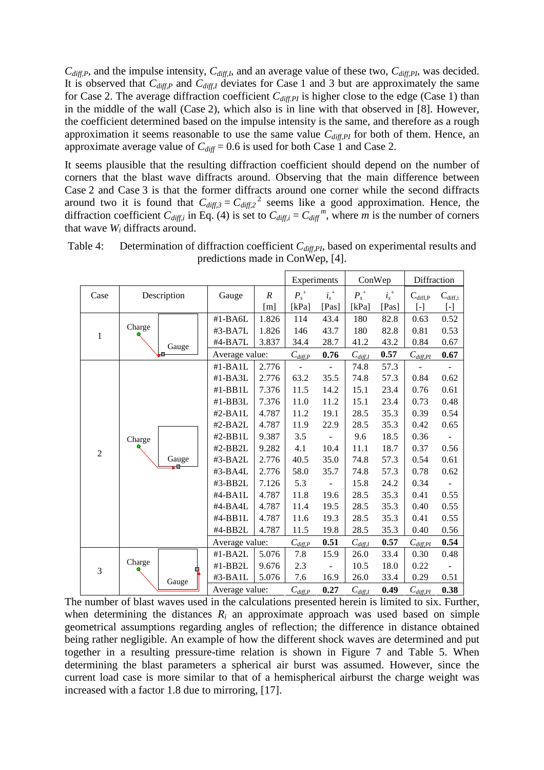$C_{diff,P}$, and the impulse intensity, $C_{diff,I}$, and an average value of these two, $C_{diff,PI}$, was decided. It is observed that $C_{diff,P}$ and $C_{diff,I}$ deviates for Case 1 and 3 but are approximately the same for Case 2. The average diffraction coefficient $C_{diff,PI}$ is higher close to the edge (Case 1) than in the middle of the wall (Case 2), which also is in line with that observed in [8]. However, the coefficient determined based on the impulse intensity is the same, and therefore as a rough approximation it seems reasonable to use the same value $C_{diff,PI}$ for both of them. Hence, an approximate average value of $C_{diff} = 0.6$ is used for both Case 1 and Case 2.

It seems plausible that the resulting diffraction coefficient should depend on the number of corners that the blast wave diffracts around. Observing that the main difference between Case 2 and Case 3 is that the former diffracts around one corner while the second diffracts around two it is found that $C_{diff,3} = C_{diff,2}^{\ 2}$ seems like a good approximation. Hence, the diffraction coefficient $C_{diff,i}$ in Eq. (4) is set to $C_{diff,i} = C_{diff}^{\ m}$, where $m$ is the number of corners that wave $W_i$ diffracts around.

Table 4: Determination of diffraction coefficient $C_{diff,PI}$, based on experimental results and predictions made in ConWep, [4].

| Case | Description | Gauge | $R$ [m] | Experiments $P_s^+$ [kPa] | Experiments $i_s^+$ [Pas] | ConWep $P_s^+$ [kPa] | ConWep $i_s^+$ [Pas] | Diffraction $C_{diff,P}$ [-] | Diffraction $C_{diff,i}$ [-] |
|---|---|---|---|---|---|---|---|---|---|
| 1 | Charge / Gauge | #1-BA6L | 1.826 | 114 | 43.4 | 180 | 82.8 | 0.63 | 0.52 |
| | | #3-BA7L | 1.826 | 146 | 43.7 | 180 | 82.8 | 0.81 | 0.53 |
| | | #4-BA7L | 3.837 | 34.4 | 28.7 | 41.2 | 43.2 | 0.84 | 0.67 |
| | | Average value: | | $C_{diff,P}$ | **0.76** | $C_{diff,I}$ | **0.57** | $C_{diff,PI}$ | **0.67** |
| 2 | Charge / Gauge | #1-BA1L | 2.776 | - | - | 74.8 | 57.3 | - | - |
| | | #1-BA3L | 2.776 | 63.2 | 35.5 | 74.8 | 57.3 | 0.84 | 0.62 |
| | | #1-BB1L | 7.376 | 11.5 | 14.2 | 15.1 | 23.4 | 0.76 | 0.61 |
| | | #1-BB3L | 7.376 | 11.0 | 11.2 | 15.1 | 23.4 | 0.73 | 0.48 |
| | | #2-BA1L | 4.787 | 11.2 | 19.1 | 28.5 | 35.3 | 0.39 | 0.54 |
| | | #2-BA2L | 4.787 | 11.9 | 22.9 | 28.5 | 35.3 | 0.42 | 0.65 |
| | | #2-BB1L | 9.387 | 3.5 | - | 9.6 | 18.5 | 0.36 | - |
| | | #2-BB2L | 9.282 | 4.1 | 10.4 | 11.1 | 18.7 | 0.37 | 0.56 |
| | | #3-BA2L | 2.776 | 40.5 | 35.0 | 74.8 | 57.3 | 0.54 | 0.61 |
| | | #3-BA4L | 2.776 | 58.0 | 35.7 | 74.8 | 57.3 | 0.78 | 0.62 |
| | | #3-BB2L | 7.126 | 5.3 | - | 15.8 | 24.2 | 0.34 | - |
| | | #4-BA1L | 4.787 | 11.8 | 19.6 | 28.5 | 35.3 | 0.41 | 0.55 |
| | | #4-BA4L | 4.787 | 11.4 | 19.5 | 28.5 | 35.3 | 0.40 | 0.55 |
| | | #4-BB1L | 4.787 | 11.6 | 19.3 | 28.5 | 35.3 | 0.41 | 0.55 |
| | | #4-BB2L | 4.787 | 11.5 | 19.8 | 28.5 | 35.3 | 0.40 | 0.56 |
| | | Average value: | | $C_{diff,P}$ | **0.51** | $C_{diff,I}$ | **0.57** | $C_{diff,PI}$ | **0.54** |
| 3 | Charge / Gauge | #1-BA2L | 5.076 | 7.8 | 15.9 | 26.0 | 33.4 | 0.30 | 0.48 |
| | | #1-BB2L | 9.676 | 2.3 | - | 10.5 | 18.0 | 0.22 | - |
| | | #3-BA1L | 5.076 | 7.6 | 16.9 | 26.0 | 33.4 | 0.29 | 0.51 |
| | | Average value: | | $C_{diff,P}$ | **0.27** | $C_{diff,I}$ | **0.49** | $C_{diff,PI}$ | **0.38** |

The number of blast waves used in the calculations presented herein is limited to six. Further, when determining the distances $R_i$ an approximate approach was used based on simple geometrical assumptions regarding angles of reflection; the difference in distance obtained being rather negligible. An example of how the different shock waves are determined and put together in a resulting pressure-time relation is shown in Figure 7 and Table 5. When determining the blast parameters a spherical air burst was assumed. However, since the current load case is more similar to that of a hemispherical airburst the charge weight was increased with a factor 1.8 due to mirroring, [17].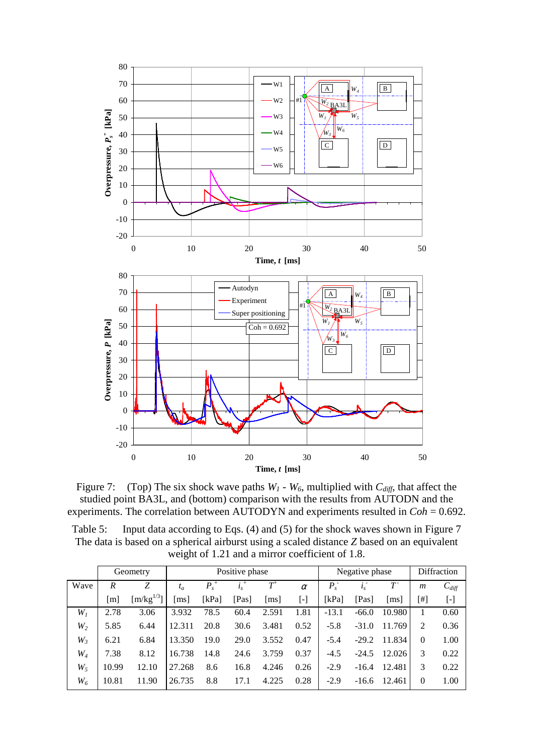Figure 7: (Top) The six shock wave paths $W_1$ - $W_6$, multiplied with $C_{diff}$, that affect the studied point BA3L, and (bottom) comparison with the results from AUTODN and the experiments. The correlation between AUTODYN and experiments resulted in $Coh$ = 0.692.

Table 5: Input data according to Eqs. (4) and (5) for the shock waves shown in Figure 7 The data is based on a spherical airburst using a scaled distance $Z$ based on an equivalent weight of 1.21 and a mirror coefficient of 1.8.

| | Geometry | | Positive phase | | | | | Negative phase | | | Diffraction | |
|---|---|---|---|---|---|---|---|---|---|---|---|---|
| Wave | $R$ | $Z$ | $t_a$ | $P_s^+$ | $i_s^+$ | $T^+$ | $\alpha$ | $P_s^-$ | $i_s^-$ | $T^-$ | $m$ | $C_{diff}$ |
| | [m] | [m/kg$^{1/3}$] | [ms] | [kPa] | [Pas] | [ms] | [-] | [kPa] | [Pas] | [ms] | [#] | [-] |
| $W_1$ | 2.78 | 3.06 | 3.932 | 78.5 | 60.4 | 2.591 | 1.81 | -13.1 | -66.0 | 10.980 | 1 | 0.60 |
| $W_2$ | 5.85 | 6.44 | 12.311 | 20.8 | 30.6 | 3.481 | 0.52 | -5.8 | -31.0 | 11.769 | 2 | 0.36 |
| $W_3$ | 6.21 | 6.84 | 13.350 | 19.0 | 29.0 | 3.552 | 0.47 | -5.4 | -29.2 | 11.834 | 0 | 1.00 |
| $W_4$ | 7.38 | 8.12 | 16.738 | 14.8 | 24.6 | 3.759 | 0.37 | -4.5 | -24.5 | 12.026 | 3 | 0.22 |
| $W_5$ | 10.99 | 12.10 | 27.268 | 8.6 | 16.8 | 4.246 | 0.26 | -2.9 | -16.4 | 12.481 | 3 | 0.22 |
| $W_6$ | 10.81 | 11.90 | 26.735 | 8.8 | 17.1 | 4.225 | 0.28 | -2.9 | -16.6 | 12.461 | 0 | 1.00 |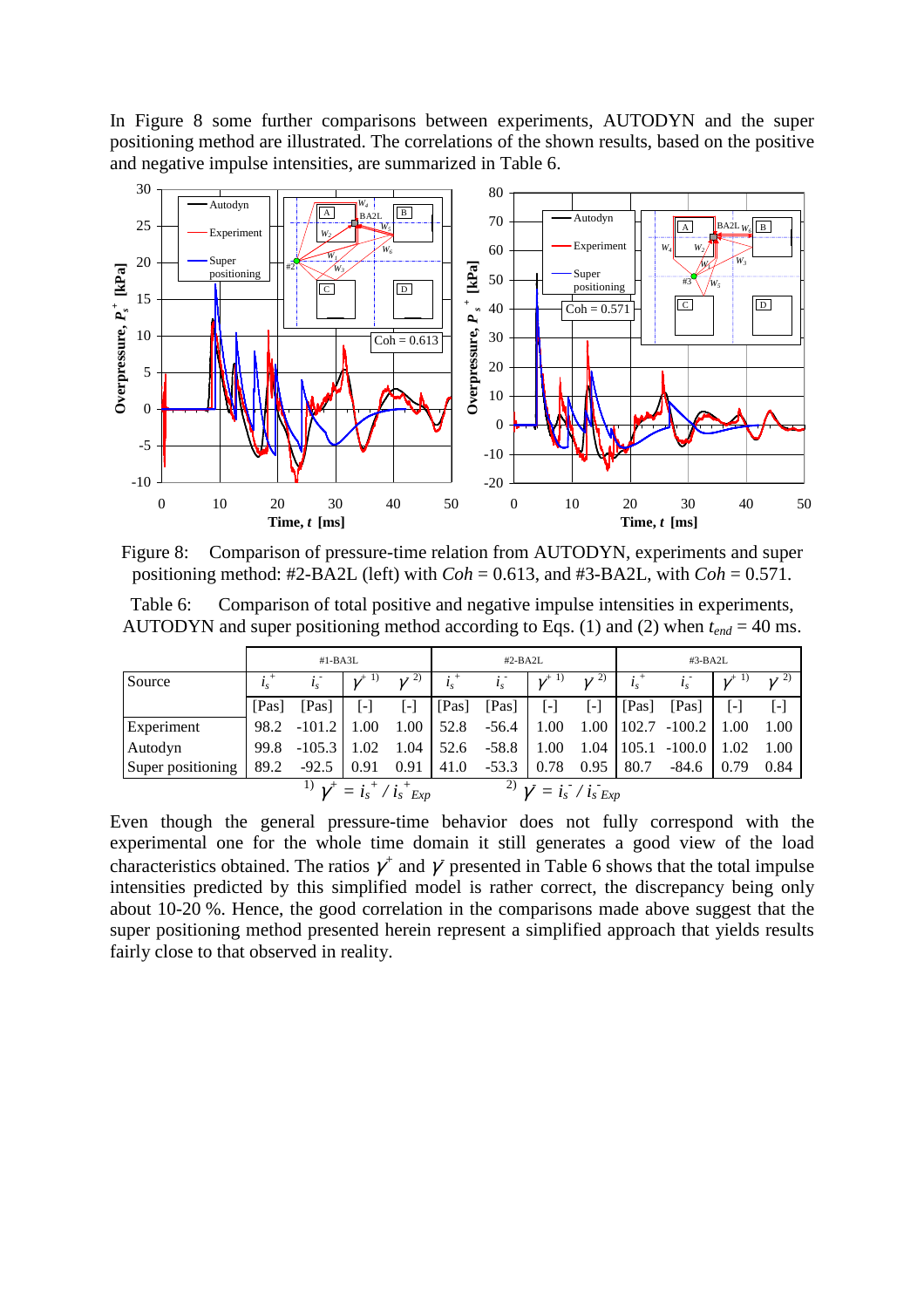In Figure 8 some further comparisons between experiments, AUTODYN and the super positioning method are illustrated. The correlations of the shown results, based on the positive and negative impulse intensities, are summarized in Table 6.

Figure 8: Comparison of pressure-time relation from AUTODYN, experiments and super positioning method: #2-BA2L (left) with $Coh$ = 0.613, and #3-BA2L, with $Coh$ = 0.571.

Table 6: Comparison of total positive and negative impulse intensities in experiments, AUTODYN and super positioning method according to Eqs. (1) and (2) when $t_{end}$ = 40 ms.

| | #1-BA3L | | | | #2-BA2L | | | | #3-BA2L | | | |
|---|---|---|---|---|---|---|---|---|---|---|---|---|
| Source | $i_s^+$ | $i_s^-$ | $\gamma^{+\,1)}$ | $\gamma^{-\,2)}$ | $i_s^+$ | $i_s^-$ | $\gamma^{+\,1)}$ | $\gamma^{-\,2)}$ | $i_s^+$ | $i_s^-$ | $\gamma^{+\,1)}$ | $\gamma^{-\,2)}$ |
| | [Pas] | [Pas] | [-] | [-] | [Pas] | [Pas] | [-] | [-] | [Pas] | [Pas] | [-] | [-] |
| Experiment | 98.2 | -101.2 | 1.00 | 1.00 | 52.8 | -56.4 | 1.00 | 1.00 | 102.7 | -100.2 | 1.00 | 1.00 |
| Autodyn | 99.8 | -105.3 | 1.02 | 1.04 | 52.6 | -58.8 | 1.00 | 1.04 | 105.1 | -100.0 | 1.02 | 1.00 |
| Super positioning | 89.2 | -92.5 | 0.91 | 0.91 | 41.0 | -53.3 | 0.78 | 0.95 | 80.7 | -84.6 | 0.79 | 0.84 |

1) $\gamma^+ = i_s^+ / i_{s\,Exp}^+$  2) $\gamma^- = i_s^- / i_{s\,Exp}^-$

Even though the general pressure-time behavior does not fully correspond with the experimental one for the whole time domain it still generates a good view of the load characteristics obtained. The ratios $\gamma^+$ and $\gamma^-$ presented in Table 6 shows that the total impulse intensities predicted by this simplified model is rather correct, the discrepancy being only about 10-20 %. Hence, the good correlation in the comparisons made above suggest that the super positioning method presented herein represent a simplified approach that yields results fairly close to that observed in reality.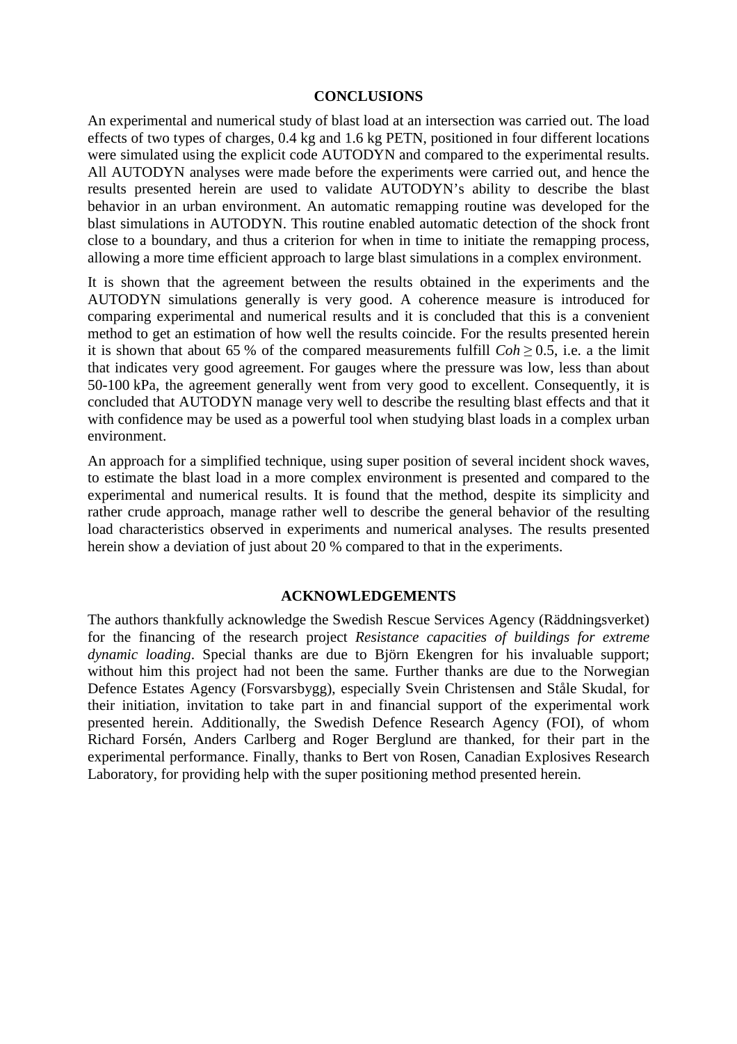## CONCLUSIONS

An experimental and numerical study of blast load at an intersection was carried out. The load effects of two types of charges, 0.4 kg and 1.6 kg PETN, positioned in four different locations were simulated using the explicit code AUTODYN and compared to the experimental results. All AUTODYN analyses were made before the experiments were carried out, and hence the results presented herein are used to validate AUTODYN's ability to describe the blast behavior in an urban environment. An automatic remapping routine was developed for the blast simulations in AUTODYN. This routine enabled automatic detection of the shock front close to a boundary, and thus a criterion for when in time to initiate the remapping process, allowing a more time efficient approach to large blast simulations in a complex environment.

It is shown that the agreement between the results obtained in the experiments and the AUTODYN simulations generally is very good. A coherence measure is introduced for comparing experimental and numerical results and it is concluded that this is a convenient method to get an estimation of how well the results coincide. For the results presented herein it is shown that about 65 % of the compared measurements fulfill $Coh \geq 0.5$, i.e. a the limit that indicates very good agreement. For gauges where the pressure was low, less than about 50-100 kPa, the agreement generally went from very good to excellent. Consequently, it is concluded that AUTODYN manage very well to describe the resulting blast effects and that it with confidence may be used as a powerful tool when studying blast loads in a complex urban environment.

An approach for a simplified technique, using super position of several incident shock waves, to estimate the blast load in a more complex environment is presented and compared to the experimental and numerical results. It is found that the method, despite its simplicity and rather crude approach, manage rather well to describe the general behavior of the resulting load characteristics observed in experiments and numerical analyses. The results presented herein show a deviation of just about 20 % compared to that in the experiments.

## ACKNOWLEDGEMENTS

The authors thankfully acknowledge the Swedish Rescue Services Agency (Räddningsverket) for the financing of the research project *Resistance capacities of buildings for extreme dynamic loading*. Special thanks are due to Björn Ekengren for his invaluable support; without him this project had not been the same. Further thanks are due to the Norwegian Defence Estates Agency (Forsvarsbygg), especially Svein Christensen and Ståle Skudal, for their initiation, invitation to take part in and financial support of the experimental work presented herein. Additionally, the Swedish Defence Research Agency (FOI), of whom Richard Forsén, Anders Carlberg and Roger Berglund are thanked, for their part in the experimental performance. Finally, thanks to Bert von Rosen, Canadian Explosives Research Laboratory, for providing help with the super positioning method presented herein.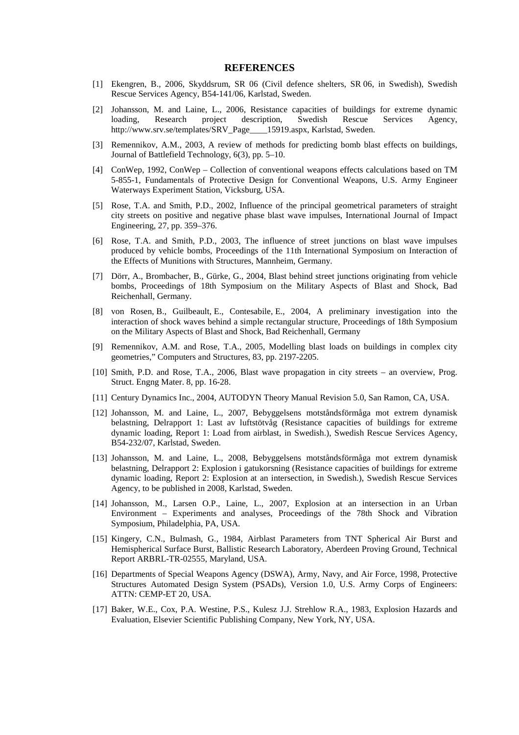# REFERENCES

[1] Ekengren, B., 2006, Skyddsrum, SR 06 (Civil defence shelters, SR 06, in Swedish), Swedish Rescue Services Agency, B54-141/06, Karlstad, Sweden.

[2] Johansson, M. and Laine, L., 2006, Resistance capacities of buildings for extreme dynamic loading, Research project description, Swedish Rescue Services Agency, http://www.srv.se/templates/SRV_Page____15919.aspx, Karlstad, Sweden.

[3] Remennikov, A.M., 2003, A review of methods for predicting bomb blast effects on buildings, Journal of Battlefield Technology, 6(3), pp. 5–10.

[4] ConWep, 1992, ConWep – Collection of conventional weapons effects calculations based on TM 5-855-1, Fundamentals of Protective Design for Conventional Weapons, U.S. Army Engineer Waterways Experiment Station, Vicksburg, USA.

[5] Rose, T.A. and Smith, P.D., 2002, Influence of the principal geometrical parameters of straight city streets on positive and negative phase blast wave impulses, International Journal of Impact Engineering, 27, pp. 359–376.

[6] Rose, T.A. and Smith, P.D., 2003, The influence of street junctions on blast wave impulses produced by vehicle bombs, Proceedings of the 11th International Symposium on Interaction of the Effects of Munitions with Structures, Mannheim, Germany.

[7] Dörr, A., Brombacher, B., Gürke, G., 2004, Blast behind street junctions originating from vehicle bombs, Proceedings of 18th Symposium on the Military Aspects of Blast and Shock, Bad Reichenhall, Germany.

[8] von Rosen, B., Guilbeault, E., Contesabile, E., 2004, A preliminary investigation into the interaction of shock waves behind a simple rectangular structure, Proceedings of 18th Symposium on the Military Aspects of Blast and Shock, Bad Reichenhall, Germany

[9] Remennikov, A.M. and Rose, T.A., 2005, Modelling blast loads on buildings in complex city geometries," Computers and Structures, 83, pp. 2197-2205.

[10] Smith, P.D. and Rose, T.A., 2006, Blast wave propagation in city streets – an overview, Prog. Struct. Engng Mater. 8, pp. 16-28.

[11] Century Dynamics Inc., 2004, AUTODYN Theory Manual Revision 5.0, San Ramon, CA, USA.

[12] Johansson, M. and Laine, L., 2007, Bebyggelsens motståndsförmåga mot extrem dynamisk belastning, Delrapport 1: Last av luftstötvåg (Resistance capacities of buildings for extreme dynamic loading, Report 1: Load from airblast, in Swedish.), Swedish Rescue Services Agency, B54-232/07, Karlstad, Sweden.

[13] Johansson, M. and Laine, L., 2008, Bebyggelsens motståndsförmåga mot extrem dynamisk belastning, Delrapport 2: Explosion i gatukorsning (Resistance capacities of buildings for extreme dynamic loading, Report 2: Explosion at an intersection, in Swedish.), Swedish Rescue Services Agency, to be published in 2008, Karlstad, Sweden.

[14] Johansson, M., Larsen O.P., Laine, L., 2007, Explosion at an intersection in an Urban Environment – Experiments and analyses, Proceedings of the 78th Shock and Vibration Symposium, Philadelphia, PA, USA.

[15] Kingery, C.N., Bulmash, G., 1984, Airblast Parameters from TNT Spherical Air Burst and Hemispherical Surface Burst, Ballistic Research Laboratory, Aberdeen Proving Ground, Technical Report ARBRL-TR-02555, Maryland, USA.

[16] Departments of Special Weapons Agency (DSWA), Army, Navy, and Air Force, 1998, Protective Structures Automated Design System (PSADs), Version 1.0, U.S. Army Corps of Engineers: ATTN: CEMP-ET 20, USA.

[17] Baker, W.E., Cox, P.A. Westine, P.S., Kulesz J.J. Strehlow R.A., 1983, Explosion Hazards and Evaluation, Elsevier Scientific Publishing Company, New York, NY, USA.